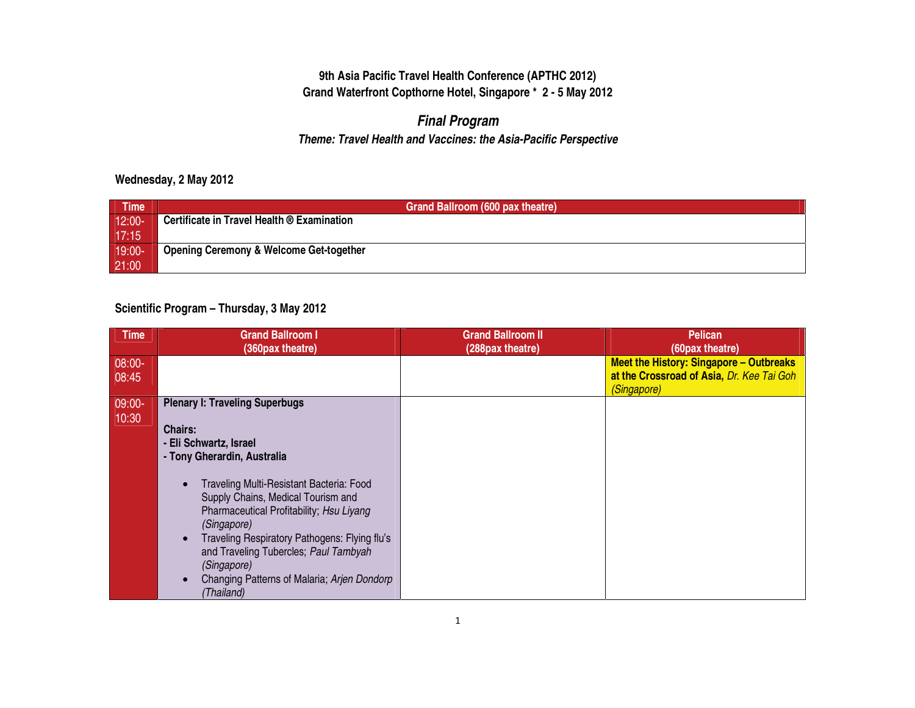**9th Asia Pacific Travel Health Conference (APTHC 2012)**
**Grand Waterfront Copthorne Hotel, Singapore * 2 - 5 May 2012**

## *Final Program*

***Theme: Travel Health and Vaccines: the Asia-Pacific Perspective***

### Wednesday, 2 May 2012

| Time | Grand Ballroom (600 pax theatre) |
|---|---|
| 12:00-17:15 | **Certificate in Travel Health ® Examination** |
| 19:00-21:00 | **Opening Ceremony & Welcome Get-together** |

### Scientific Program – Thursday, 3 May 2012

| Time | Grand Ballroom I (360pax theatre) | Grand Ballroom II (288pax theatre) | Pelican (60pax theatre) |
|---|---|---|---|
| 08:00-08:45 | | | **Meet the History: Singapore – Outbreaks at the Crossroad of Asia,** *Dr. Kee Tai Goh (Singapore)* |
| 09:00-10:30 | **Plenary I: Traveling Superbugs**<br><br>**Chairs:**<br>**- Eli Schwartz, Israel**<br>**- Tony Gherardin, Australia**<br><br>• Traveling Multi-Resistant Bacteria: Food Supply Chains, Medical Tourism and Pharmaceutical Profitability; *Hsu Liyang (Singapore)*<br>• Traveling Respiratory Pathogens: Flying flu's and Traveling Tubercles; *Paul Tambyah (Singapore)*<br>• Changing Patterns of Malaria; *Arjen Dondorp (Thailand)* | | |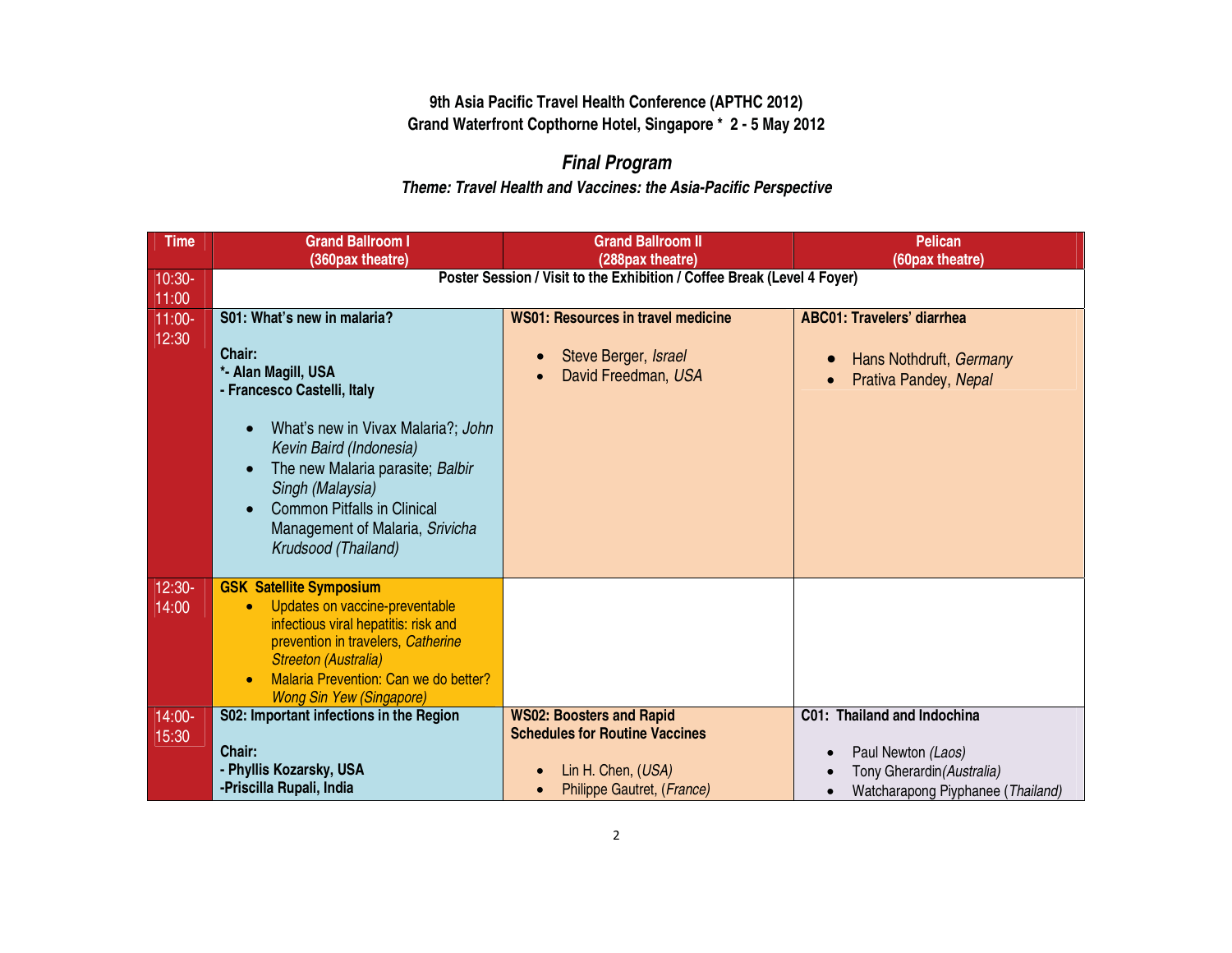**9th Asia Pacific Travel Health Conference (APTHC 2012)**
**Grand Waterfront Copthorne Hotel, Singapore * 2 - 5 May 2012**

## *Final Program*

***Theme: Travel Health and Vaccines: the Asia-Pacific Perspective***

| Time | Grand Ballroom I (360pax theatre) | Grand Ballroom II (288pax theatre) | Pelican (60pax theatre) |
|---|---|---|---|
| 10:30-11:00 | **Poster Session / Visit to the Exhibition / Coffee Break (Level 4 Foyer)** | | |
| 11:00-12:30 | **S01: What's new in malaria?**<br><br>**Chair:**<br>**\*- Alan Magill, USA**<br>**- Francesco Castelli, Italy**<br><br>• What's new in Vivax Malaria?; *John Kevin Baird (Indonesia)*<br>• The new Malaria parasite; *Balbir Singh (Malaysia)*<br>• Common Pitfalls in Clinical Management of Malaria, *Srivicha Krudsood (Thailand)* | **WS01: Resources in travel medicine**<br><br>• Steve Berger, *Israel*<br>• David Freedman, *USA* | **ABC01: Travelers' diarrhea**<br><br>• Hans Nothdruft, *Germany*<br>• Prativa Pandey, *Nepal* |
| 12:30-14:00 | **GSK Satellite Symposium**<br>• Updates on vaccine-preventable infectious viral hepatitis: risk and prevention in travelers, *Catherine Streeton (Australia)*<br>• Malaria Prevention: Can we do better? *Wong Sin Yew (Singapore)* | | |
| 14:00-15:30 | **S02: Important infections in the Region**<br><br>**Chair:**<br>**- Phyllis Kozarsky, USA**<br>**-Priscilla Rupali, India** | **WS02: Boosters and Rapid Schedules for Routine Vaccines**<br><br>• Lin H. Chen, (*USA*)<br>• Philippe Gautret, (*France*) | **C01: Thailand and Indochina**<br><br>• Paul Newton *(Laos)*<br>• Tony Gherardin*(Australia)*<br>• Watcharapong Piyphanee (*Thailand)* |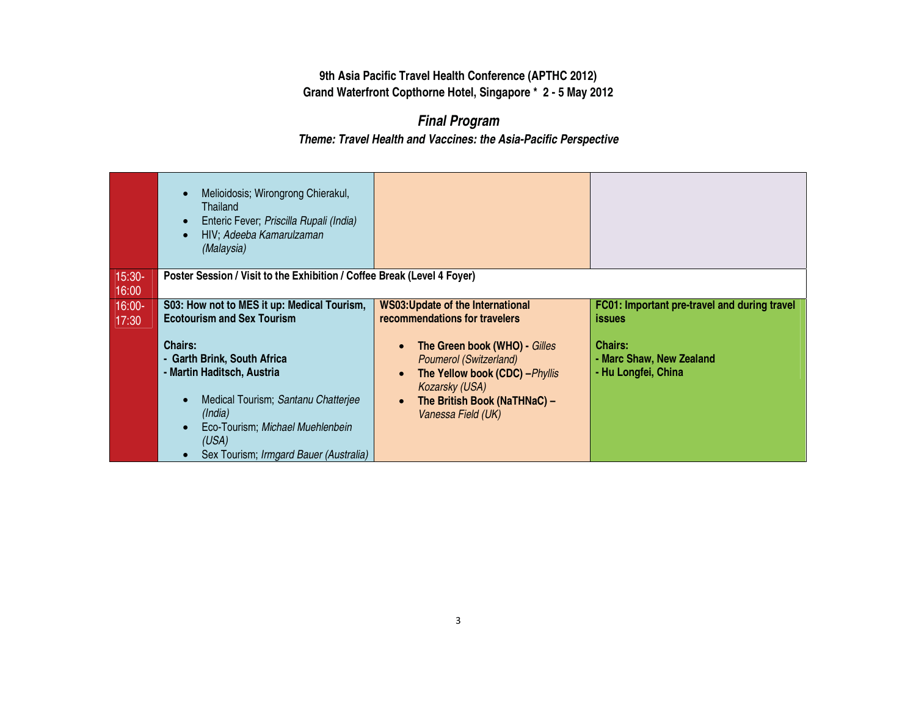**9th Asia Pacific Travel Health Conference (APTHC 2012)**
**Grand Waterfront Copthorne Hotel, Singapore * 2 - 5 May 2012**

## *Final Program*

### *Theme: Travel Health and Vaccines: the Asia-Pacific Perspective*

| | | | |
|---|---|---|---|
| | • Melioidosis; Wirongrong Chierakul, Thailand<br>• Enteric Fever; *Priscilla Rupali (India)*<br>• HIV; *Adeeba Kamarulzaman (Malaysia)* | | |
| 15:30-16:00 | **Poster Session / Visit to the Exhibition / Coffee Break (Level 4 Foyer)** | | |
| 16:00-17:30 | **S03: How not to MES it up: Medical Tourism, Ecotourism and Sex Tourism**<br><br>**Chairs:**<br>**- Garth Brink, South Africa**<br>**- Martin Haditsch, Austria**<br><br>• Medical Tourism; *Santanu Chatterjee (India)*<br>• Eco-Tourism; *Michael Muehlenbein (USA)*<br>• Sex Tourism; *Irmgard Bauer (Australia)* | **WS03:Update of the International recommendations for travelers**<br><br>• **The Green book (WHO) -** *Gilles Poumerol (Switzerland)*<br>• **The Yellow book (CDC) –***Phyllis Kozarsky (USA)*<br>• **The British Book (NaTHNaC) –** *Vanessa Field (UK)* | **FC01: Important pre-travel and during travel issues**<br><br>**Chairs:**<br>**- Marc Shaw, New Zealand**<br>**- Hu Longfei, China** |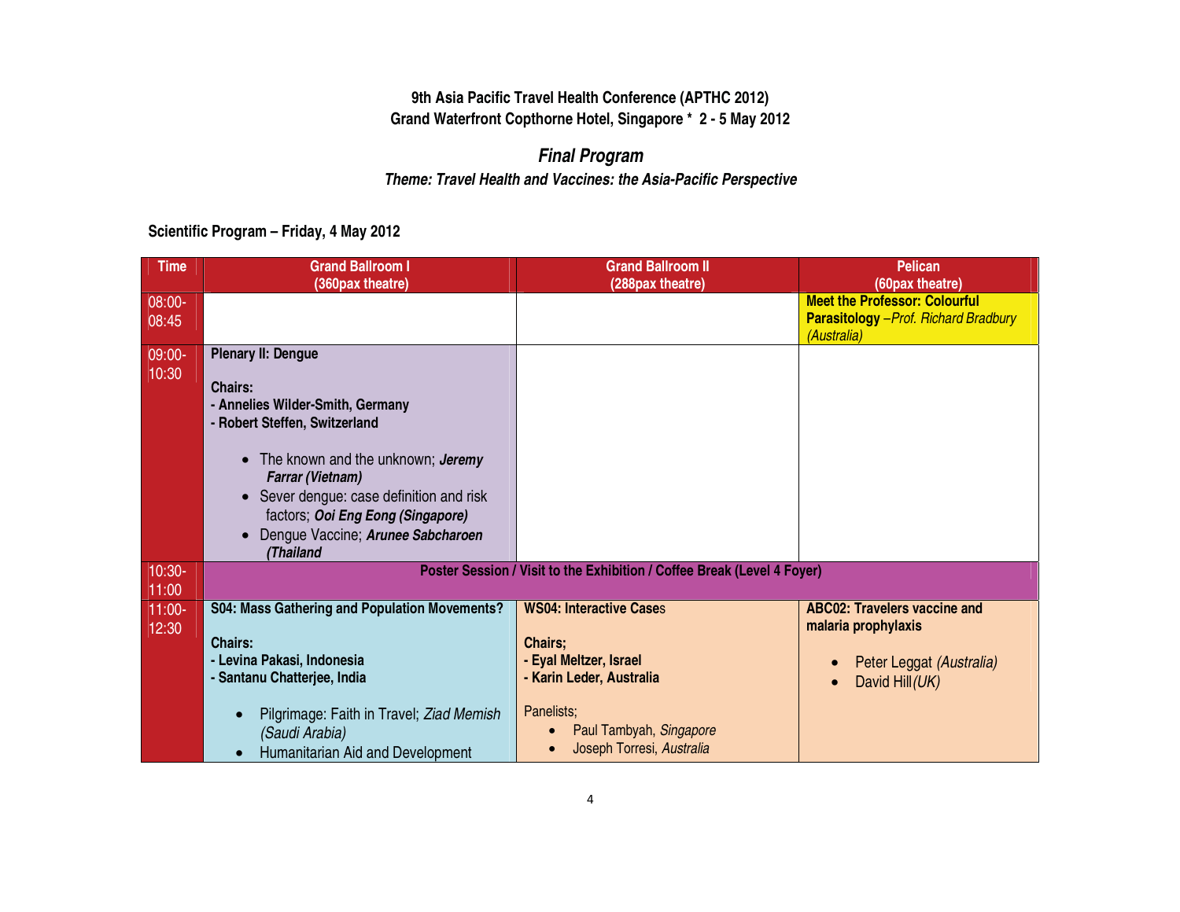**9th Asia Pacific Travel Health Conference (APTHC 2012)**
**Grand Waterfront Copthorne Hotel, Singapore * 2 - 5 May 2012**

## *Final Program*

***Theme: Travel Health and Vaccines: the Asia-Pacific Perspective***

### Scientific Program – Friday, 4 May 2012

| Time | Grand Ballroom I (360pax theatre) | Grand Ballroom II (288pax theatre) | Pelican (60pax theatre) |
|---|---|---|---|
| 08:00-08:45 | | | **Meet the Professor: Colourful Parasitology** –*Prof. Richard Bradbury (Australia)* |
| 09:00-10:30 | **Plenary II: Dengue**<br><br>**Chairs:**<br>**- Annelies Wilder-Smith, Germany**<br>**- Robert Steffen, Switzerland**<br><br>• The known and the unknown; ***Jeremy Farrar (Vietnam)***<br>• Sever dengue: case definition and risk factors; ***Ooi Eng Eong (Singapore)***<br>• Dengue Vaccine; ***Arunee Sabcharoen (Thailand*** | | |
| 10:30-11:00 | **Poster Session / Visit to the Exhibition / Coffee Break (Level 4 Foyer)** | | |
| 11:00-12:30 | **S04: Mass Gathering and Population Movements?**<br><br>**Chairs:**<br>**- Levina Pakasi, Indonesia**<br>**- Santanu Chatterjee, India**<br><br>• Pilgrimage: Faith in Travel; *Ziad Memish (Saudi Arabia)*<br>• Humanitarian Aid and Development | **WS04: Interactive Cases**<br><br>**Chairs;**<br>**- Eyal Meltzer, Israel**<br>**- Karin Leder, Australia**<br><br>Panelists;<br>• Paul Tambyah, *Singapore*<br>• Joseph Torresi, *Australia* | **ABC02: Travelers vaccine and malaria prophylaxis**<br><br>• Peter Leggat *(Australia)*<br>• David Hill *(UK)* |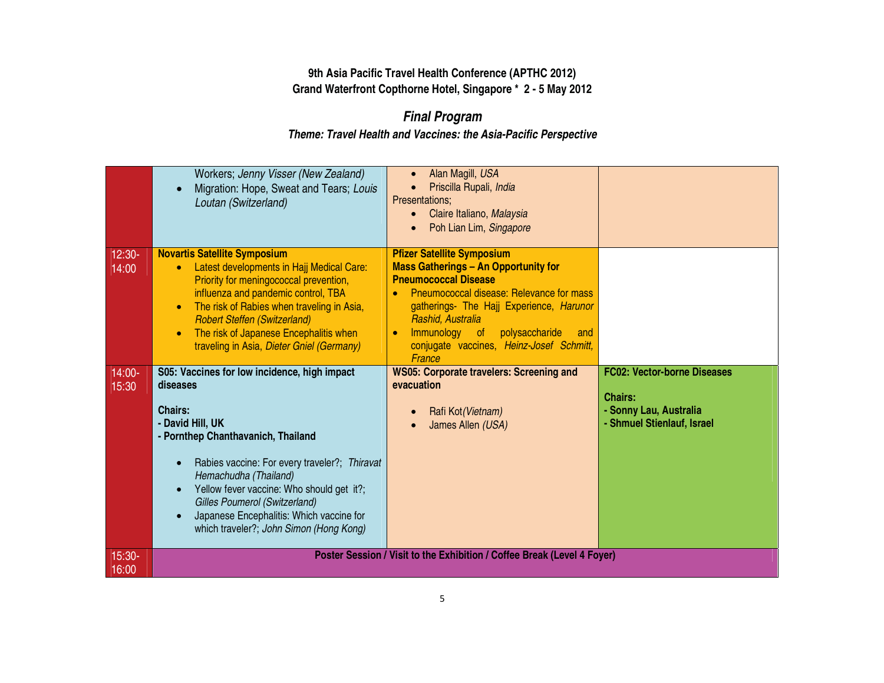**9th Asia Pacific Travel Health Conference (APTHC 2012)**
**Grand Waterfront Copthorne Hotel, Singapore * 2 - 5 May 2012**

## *Final Program*

### *Theme: Travel Health and Vaccines: the Asia-Pacific Perspective*

| | | | |
|---|---|---|---|
| | Workers; *Jenny Visser (New Zealand)*<br>• Migration: Hope, Sweat and Tears; *Louis Loutan (Switzerland)* | • Alan Magill, *USA*<br>• Priscilla Rupali, *India*<br>Presentations;<br>• Claire Italiano, *Malaysia*<br>• Poh Lian Lim, *Singapore* | |
| 12:30-14:00 | **Novartis Satellite Symposium**<br>• Latest developments in Hajj Medical Care: Priority for meningococcal prevention, influenza and pandemic control, TBA<br>• The risk of Rabies when traveling in Asia, *Robert Steffen (Switzerland)*<br>• The risk of Japanese Encephalitis when traveling in Asia, *Dieter Gniel (Germany)* | **Pfizer Satellite Symposium**<br>**Mass Gatherings – An Opportunity for Pneumococcal Disease**<br>• Pneumococcal disease: Relevance for mass gatherings- The Hajj Experience, *Harunor Rashid, Australia*<br>• Immunology of polysaccharide and conjugate vaccines, *Heinz-Josef Schmitt, France* | |
| 14:00-15:30 | **S05: Vaccines for low incidence, high impact diseases**<br><br>**Chairs:**<br>**- David Hill, UK**<br>**- Pornthep Chanthavanich, Thailand**<br><br>• Rabies vaccine: For every traveler?; *Thiravat Hemachudha (Thailand)*<br>• Yellow fever vaccine: Who should get it?; *Gilles Poumerol (Switzerland)*<br>• Japanese Encephalitis: Which vaccine for which traveler?; *John Simon (Hong Kong)* | **WS05: Corporate travelers: Screening and evacuation**<br><br>• Rafi Kot*(Vietnam)*<br>• James Allen *(USA)* | **FC02: Vector-borne Diseases**<br><br>**Chairs:**<br>**- Sonny Lau, Australia**<br>**- Shmuel Stienlauf, Israel** |
| 15:30-16:00 | **Poster Session / Visit to the Exhibition / Coffee Break (Level 4 Foyer)** | | |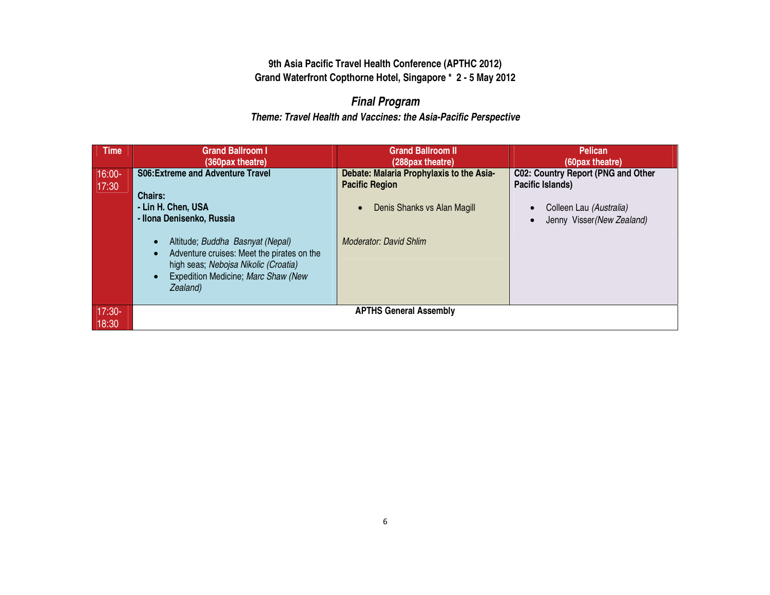**9th Asia Pacific Travel Health Conference (APTHC 2012)**
**Grand Waterfront Copthorne Hotel, Singapore * 2 - 5 May 2012**

## *Final Program*

### *Theme: Travel Health and Vaccines: the Asia-Pacific Perspective*

| Time | Grand Ballroom I (360pax theatre) | Grand Ballroom II (288pax theatre) | Pelican (60pax theatre) |
|---|---|---|---|
| 16:00-17:30 | **S06:Extreme and Adventure Travel**<br><br>**Chairs:**<br>**- Lin H. Chen, USA**<br>**- Ilona Denisenko, Russia**<br><br>• Altitude; *Buddha Basnyat (Nepal)*<br>• Adventure cruises: Meet the pirates on the high seas; *Nebojsa Nikolic (Croatia)*<br>• Expedition Medicine; *Marc Shaw (New Zealand)* | **Debate: Malaria Prophylaxis to the Asia-Pacific Region**<br><br>• Denis Shanks vs Alan Magill<br><br>*Moderator: David Shlim* | **C02: Country Report (PNG and Other Pacific Islands)**<br><br>• Colleen Lau *(Australia)*<br>• Jenny Visser *(New Zealand)* |
| 17:30-18:30 | **APTHS General Assembly** | | |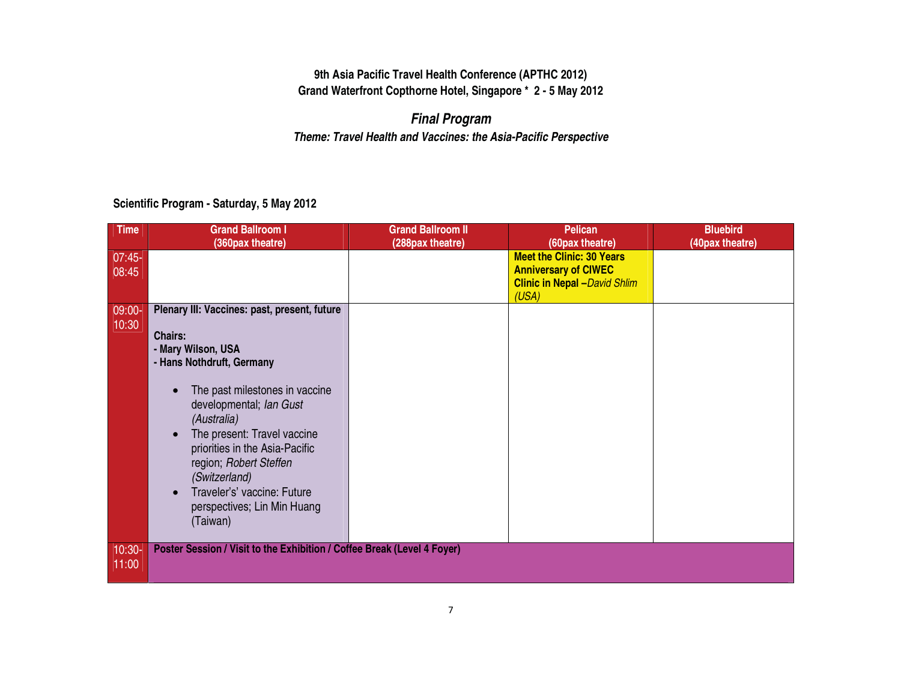**9th Asia Pacific Travel Health Conference (APTHC 2012)**
**Grand Waterfront Copthorne Hotel, Singapore * 2 - 5 May 2012**

## *Final Program*

***Theme: Travel Health and Vaccines: the Asia-Pacific Perspective***

### Scientific Program - Saturday, 5 May 2012

| Time | Grand Ballroom I (360pax theatre) | Grand Ballroom II (288pax theatre) | Pelican (60pax theatre) | Bluebird (40pax theatre) |
|---|---|---|---|---|
| 07:45-08:45 | | | **Meet the Clinic: 30 Years Anniversary of CIWEC Clinic in Nepal –***David Shlim (USA)* | |
| 09:00-10:30 | **Plenary III: Vaccines: past, present, future**<br><br>**Chairs:**<br>**- Mary Wilson, USA**<br>**- Hans Nothdruft, Germany**<br><br>• The past milestones in vaccine developmental; *Ian Gust (Australia)*<br>• The present: Travel vaccine priorities in the Asia-Pacific region; *Robert Steffen (Switzerland)*<br>• Traveler's' vaccine: Future perspectives; Lin Min Huang (Taiwan) | | | |
| 10:30-11:00 | **Poster Session / Visit to the Exhibition / Coffee Break (Level 4 Foyer)** | | | |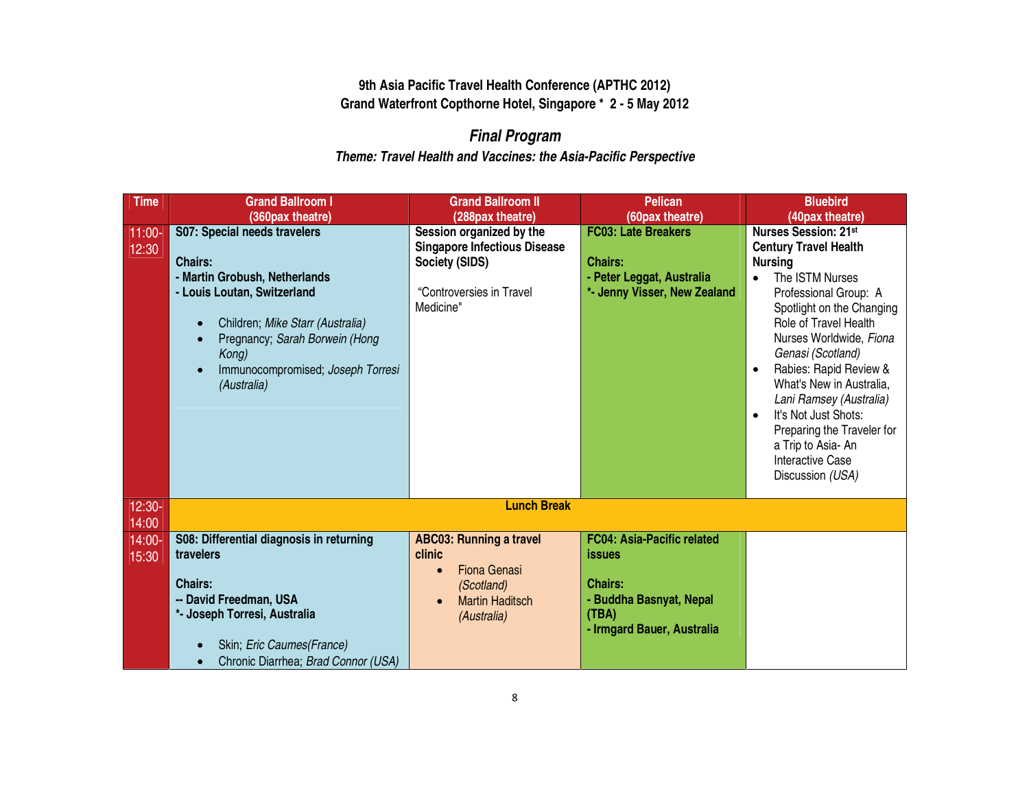**9th Asia Pacific Travel Health Conference (APTHC 2012)**
**Grand Waterfront Copthorne Hotel, Singapore * 2 - 5 May 2012**

## *Final Program*

***Theme: Travel Health and Vaccines: the Asia-Pacific Perspective***

| Time | Grand Ballroom I (360pax theatre) | Grand Ballroom II (288pax theatre) | Pelican (60pax theatre) | Bluebird (40pax theatre) |
|---|---|---|---|---|
| 11:00-12:30 | **S07: Special needs travelers**<br><br>**Chairs:**<br>**- Martin Grobush, Netherlands**<br>**- Louis Loutan, Switzerland**<br><br>• Children; *Mike Starr (Australia)*<br>• Pregnancy; *Sarah Borwein (Hong Kong)*<br>• Immunocompromised; *Joseph Torresi (Australia)* | **Session organized by the Singapore Infectious Disease Society (SIDS)**<br><br>"Controversies in Travel Medicine" | **FC03: Late Breakers**<br><br>**Chairs:**<br>**- Peter Leggat, Australia**<br>***- Jenny Visser, New Zealand** | **Nurses Session: 21st Century Travel Health Nursing**<br>• The ISTM Nurses Professional Group: A Spotlight on the Changing Role of Travel Health Nurses Worldwide, *Fiona Genasi (Scotland)*<br>• Rabies: Rapid Review & What's New in Australia, *Lani Ramsey (Australia)*<br>• It's Not Just Shots: Preparing the Traveler for a Trip to Asia- An Interactive Case Discussion *(USA)* |
| 12:30-14:00 | **Lunch Break** | | | |
| 14:00-15:30 | **S08: Differential diagnosis in returning travelers**<br><br>**Chairs:**<br>**-- David Freedman, USA**<br>***- Joseph Torresi, Australia**<br><br>• Skin; *Eric Caumes(France)*<br>• Chronic Diarrhea; *Brad Connor (USA)* | **ABC03: Running a travel clinic**<br>• Fiona Genasi *(Scotland)*<br>• Martin Haditsch *(Australia)* | **FC04: Asia-Pacific related issues**<br><br>**Chairs:**<br>**- Buddha Basnyat, Nepal (TBA)**<br>**- Irmgard Bauer, Australia** | |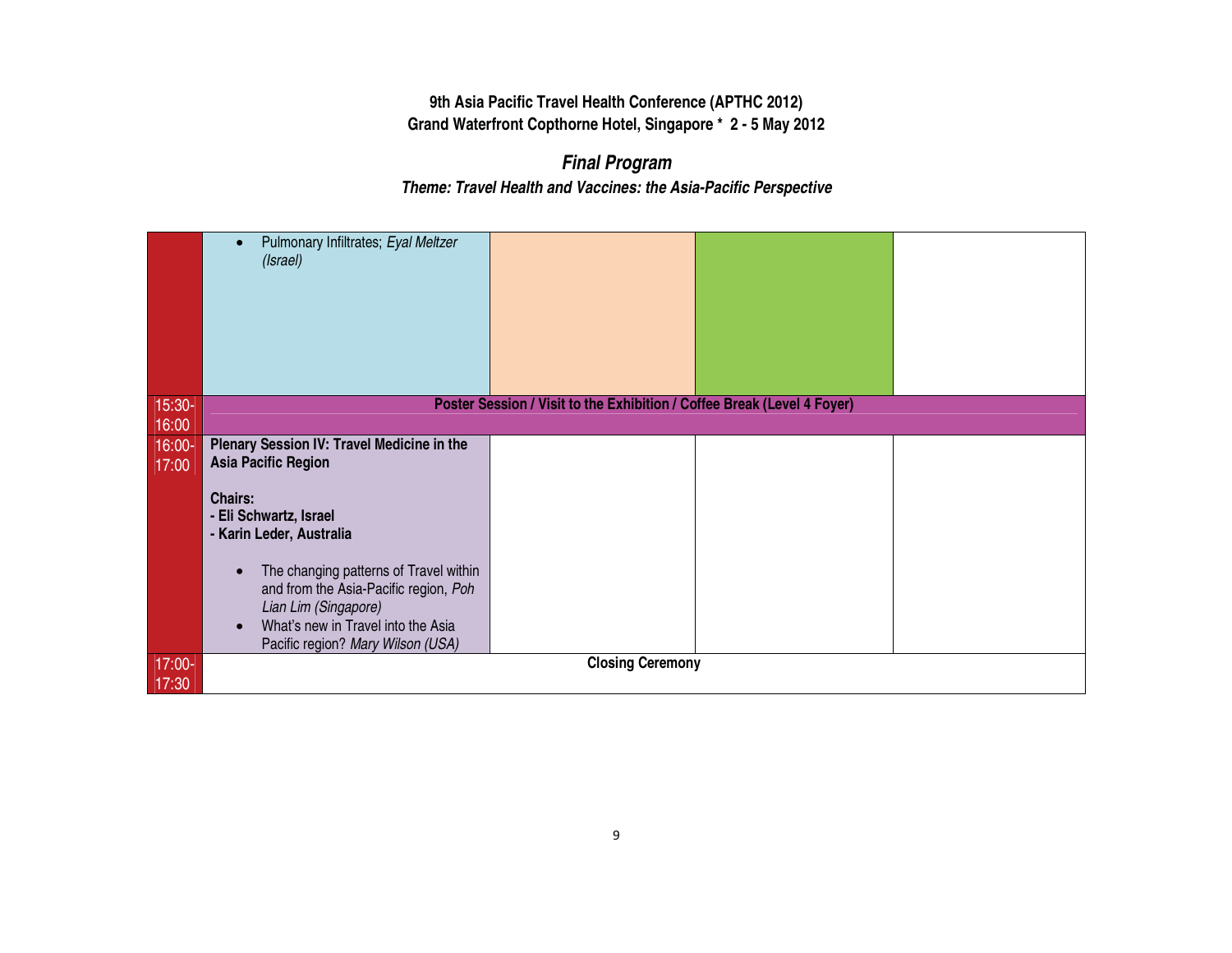**9th Asia Pacific Travel Health Conference (APTHC 2012)**
**Grand Waterfront Copthorne Hotel, Singapore * 2 - 5 May 2012**

## *Final Program*

### *Theme: Travel Health and Vaccines: the Asia-Pacific Perspective*

| | | | | |
|---|---|---|---|---|
| | • Pulmonary Infiltrates; *Eyal Meltzer (Israel)* | | | |
| 15:30-16:00 | **Poster Session / Visit to the Exhibition / Coffee Break (Level 4 Foyer)** | | | |
| 16:00-17:00 | **Plenary Session IV: Travel Medicine in the Asia Pacific Region**<br><br>**Chairs:**<br>**- Eli Schwartz, Israel**<br>**- Karin Leder, Australia**<br><br>• The changing patterns of Travel within and from the Asia-Pacific region, *Poh Lian Lim (Singapore)*<br>• What's new in Travel into the Asia Pacific region? *Mary Wilson (USA)* | | | |
| 17:00-17:30 | **Closing Ceremony** | | | |